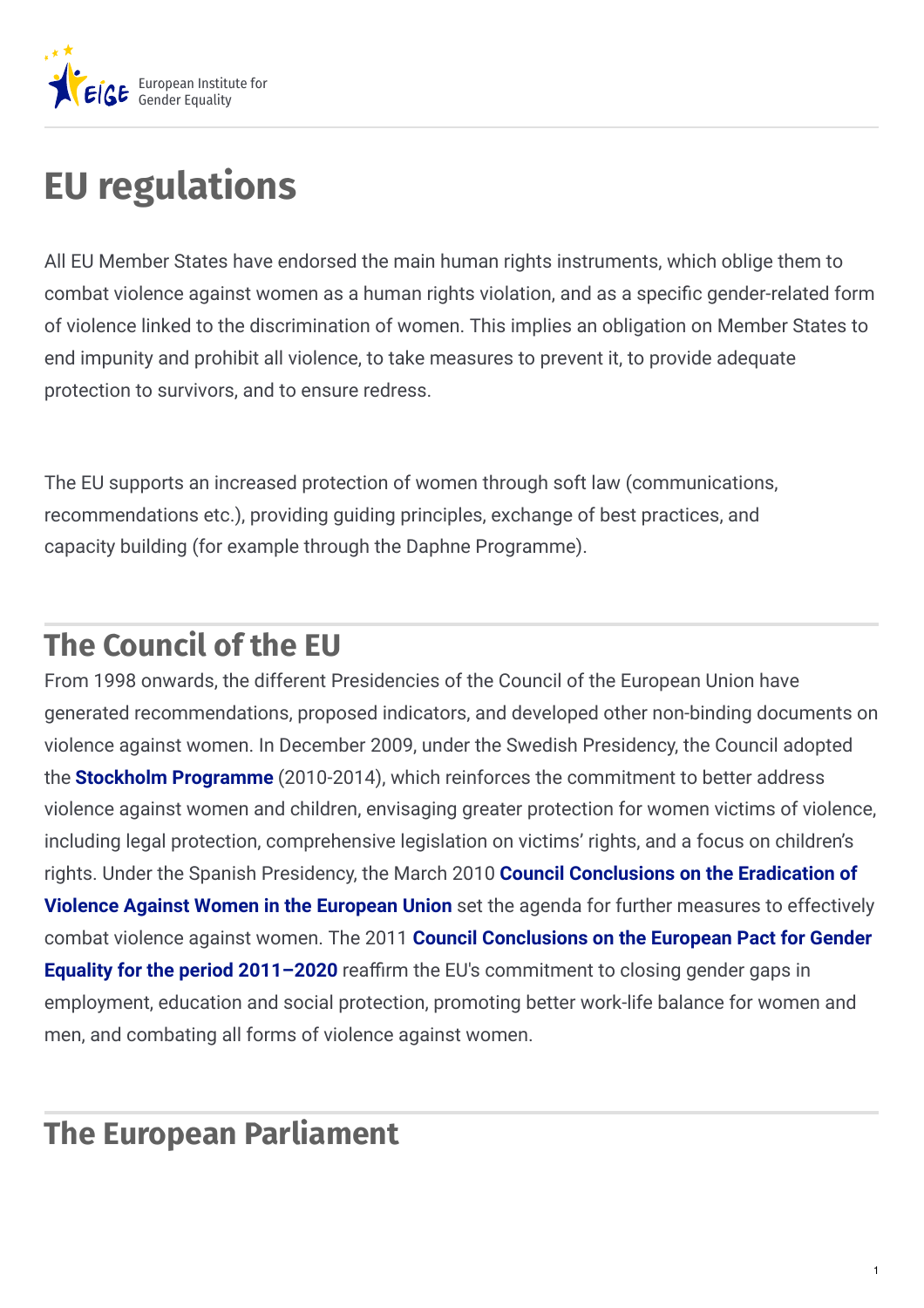# EU regulations

All EU Member States have endorsed the main human rights instruments, which oblige them to combat violence against women as a human rights violation, and as a specific gender-related form of violence linked to the discrimination of women. This implies an obligation on Member States to end impunity and prohibit all violence, to take measures to prevent it, to provide adequate protection to survivors, and to ensure redress.

The EU supports an increased protection of women through soft law (communications, recommendations etc.), providing guiding principles, exchange of best practices, and capacity building (for example through the Daphne Programme).

## The Council of the EU

From 1998 onwards, the different Presidencies of the Council of the European Union have generated recommendations, proposed indicators, and developed other non-binding documents on violence against women. In December 2009, under the Swedish Presidency, the Council adopted the **Stockholm Programme** (2010-2014), which reinforces the commitment to better address violence against women and children, envisaging greater protection for women victims of violence, including legal protection, comprehensive legislation on victims' rights, and a focus on children's rights. Under the Spanish Presidency, the March 2010 **Council Conclusions on the Eradication of Violence Against Women in the European Union** set the agenda for further measures to effectively combat violence against women. The 2011 **Council Conclusions on the European Pact for Gender Equality for the period 2011–2020** reaffirm the EU's commitment to closing gender gaps in employment, education and social protection, promoting better work-life balance for women and men, and combating all forms of violence against women.

## The European Parliament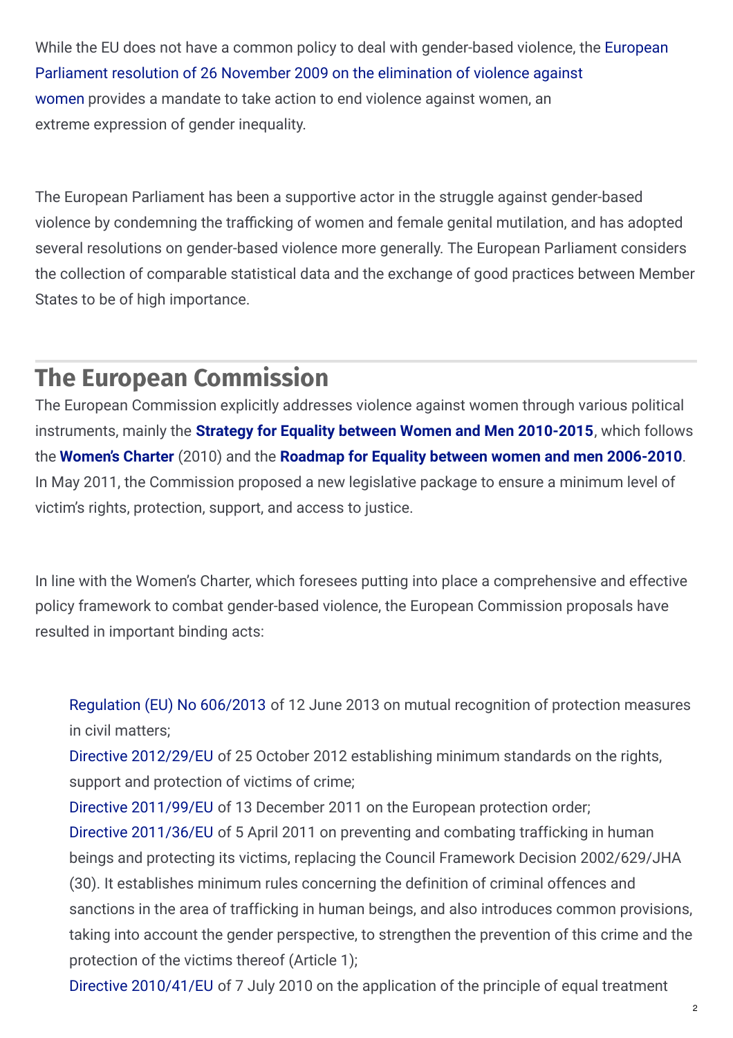While the EU does not have a common policy to deal with gender-based violence, the European Parliament resolution of 26 November 2009 on the elimination of violence against women provides a mandate to take action to end violence against women, an extreme expression of gender inequality.

The European Parliament has been a supportive actor in the struggle against gender-based violence by condemning the trafficking of women and female genital mutilation, and has adopted several resolutions on gender-based violence more generally. The European Parliament considers the collection of comparable statistical data and the exchange of good practices between Member States to be of high importance.

## The European Commission

The European Commission explicitly addresses violence against women through various political instruments, mainly the **Strategy for Equality between Women and Men 2010-2015**, which follows the **Women's Charter** (2010) and the **Roadmap for Equality between women and men 2006-2010**. In May 2011, the Commission proposed a new legislative package to ensure a minimum level of victim's rights, protection, support, and access to justice.

In line with the Women's Charter, which foresees putting into place a comprehensive and effective policy framework to combat gender-based violence, the European Commission proposals have resulted in important binding acts:

- Regulation (EU) No 606/2013 of 12 June 2013 on mutual recognition of protection measures in civil matters;
- Directive 2012/29/EU of 25 October 2012 establishing minimum standards on the rights, support and protection of victims of crime;
- Directive 2011/99/EU of 13 December 2011 on the European protection order;
- Directive 2011/36/EU of 5 April 2011 on preventing and combating trafficking in human beings and protecting its victims, replacing the Council Framework Decision 2002/629/JHA (30). It establishes minimum rules concerning the definition of criminal offences and sanctions in the area of trafficking in human beings, and also introduces common provisions, taking into account the gender perspective, to strengthen the prevention of this crime and the protection of the victims thereof (Article 1);
- Directive 2010/41/EU of 7 July 2010 on the application of the principle of equal treatment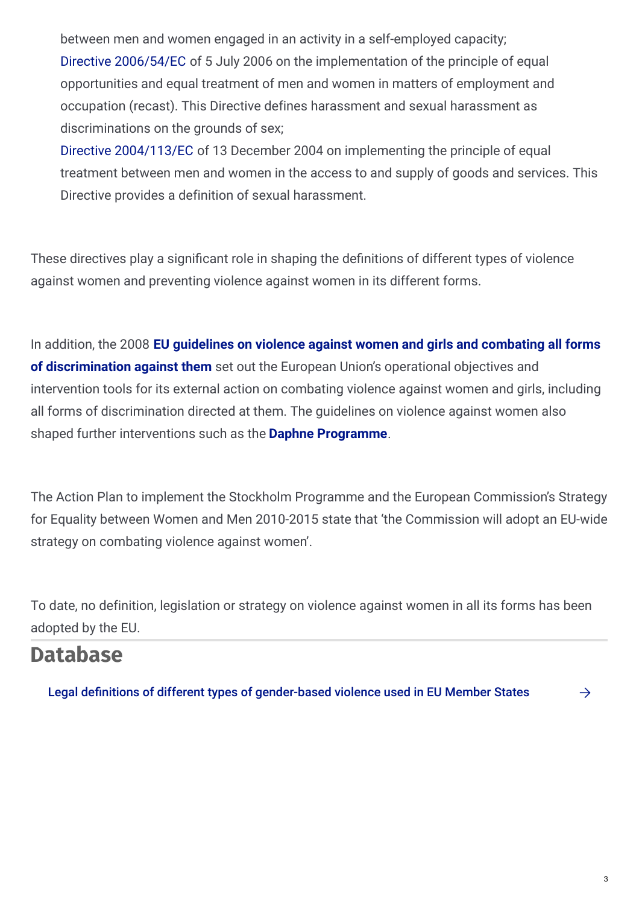between men and women engaged in an activity in a self-employed capacity;

Directive 2006/54/EC of 5 July 2006 on the implementation of the principle of equal opportunities and equal treatment of men and women in matters of employment and occupation (recast). This Directive defines harassment and sexual harassment as discriminations on the grounds of sex;

Directive 2004/113/EC of 13 December 2004 on implementing the principle of equal treatment between men and women in the access to and supply of goods and services. This Directive provides a definition of sexual harassment.

These directives play a significant role in shaping the definitions of different types of violence against women and preventing violence against women in its different forms.

In addition, the 2008 **EU guidelines on violence against women and girls and combating all forms of discrimination against them** set out the European Union's operational objectives and intervention tools for its external action on combating violence against women and girls, including all forms of discrimination directed at them. The guidelines on violence against women also shaped further interventions such as the **Daphne Programme**.

The Action Plan to implement the Stockholm Programme and the European Commission's Strategy for Equality between Women and Men 2010-2015 state that 'the Commission will adopt an EU-wide strategy on combating violence against women'.

To date, no definition, legislation or strategy on violence against women in all its forms has been adopted by the EU.

## Database

Legal definitions of different types of gender-based violence used in EU Member States →